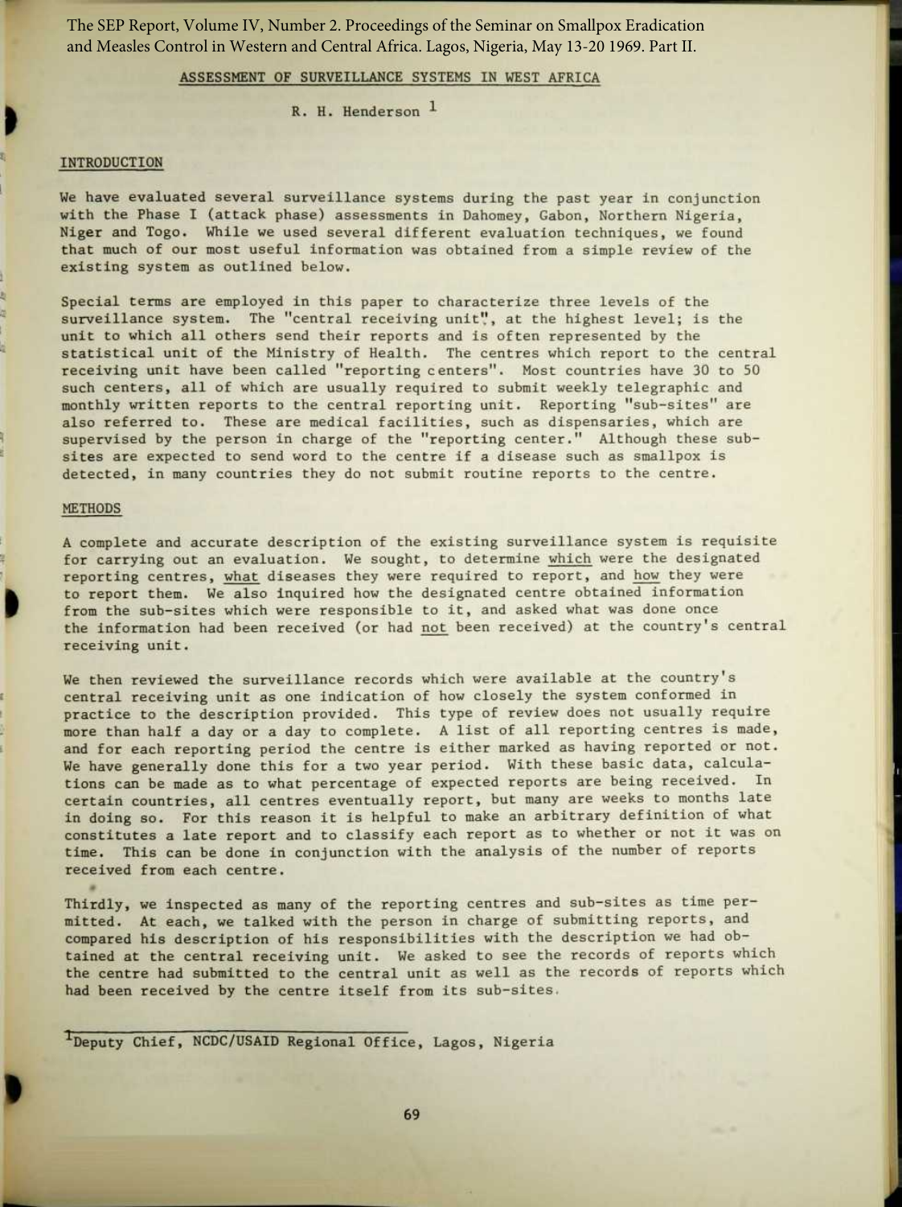The SEP Report, Volume IV, Number 2. Proceedings of the Seminar on Smallpox Eradication and Measles Control in Western and Central Africa. Lagos, Nigeria, May 13-20 1969. Part II.

# ASSESSMENT OF SURVEILLANCE SYSTEMS IN WEST AFRICA

R. H. Henderson [1]

## INTRODUCTION

We have evaluated several surveillance systems during the past year in conjunction with the Phase I (attack phase) assessments in Dahomey, Gabon, Northern Nigeria, Niger and Togo. While we used several different evaluation techniques, we found that much of our most useful information was obtained from a simple review of the existing system as outlined below.

Special terms are employed in this paper to characterize three levels of the surveillance system. The "central receiving unit", at the highest level; is the unit to which all others send their reports and is often represented by the statistical unit of the Ministry of Health. The centres which report to the central receiving unit have been called "reporting centers". Most countries have 30 to 50 such centers, all of which are usually required to submit weekly telegraphic and monthly written reports to the central reporting unit. Reporting "sub-sites" are also referred to. These are medical facilities, such as dispensaries, which are supervised by the person in charge of the "reporting center." Although these sub-sites are expected to send word to the centre if a disease such as smallpox is detected, in many countries they do not submit routine reports to the centre.

## METHODS

A complete and accurate description of the existing surveillance system is requisite for carrying out an evaluation. We sought, to determine which were the designated reporting centres, what diseases they were required to report, and how they were to report them. We also inquired how the designated centre obtained information from the sub-sites which were responsible to it, and asked what was done once the information had been received (or had not been received) at the country's central receiving unit.

We then reviewed the surveillance records which were available at the country's central receiving unit as one indication of how closely the system conformed in practice to the description provided. This type of review does not usually require more than half a day or a day to complete. A list of all reporting centres is made, and for each reporting period the centre is either marked as having reported or not. We have generally done this for a two year period. With these basic data, calculations can be made as to what percentage of expected reports are being received. In certain countries, all centres eventually report, but many are weeks to months late in doing so. For this reason it is helpful to make an arbitrary definition of what constitutes a late report and to classify each report as to whether or not it was on time. This can be done in conjunction with the analysis of the number of reports received from each centre.

Thirdly, we inspected as many of the reporting centres and sub-sites as time permitted. At each, we talked with the person in charge of submitting reports, and compared his description of his responsibilities with the description we had obtained at the central receiving unit. We asked to see the records of reports which the centre had submitted to the central unit as well as the records of reports which had been received by the centre itself from its sub-sites.

[1] Deputy Chief, NCDC/USAID Regional Office, Lagos, Nigeria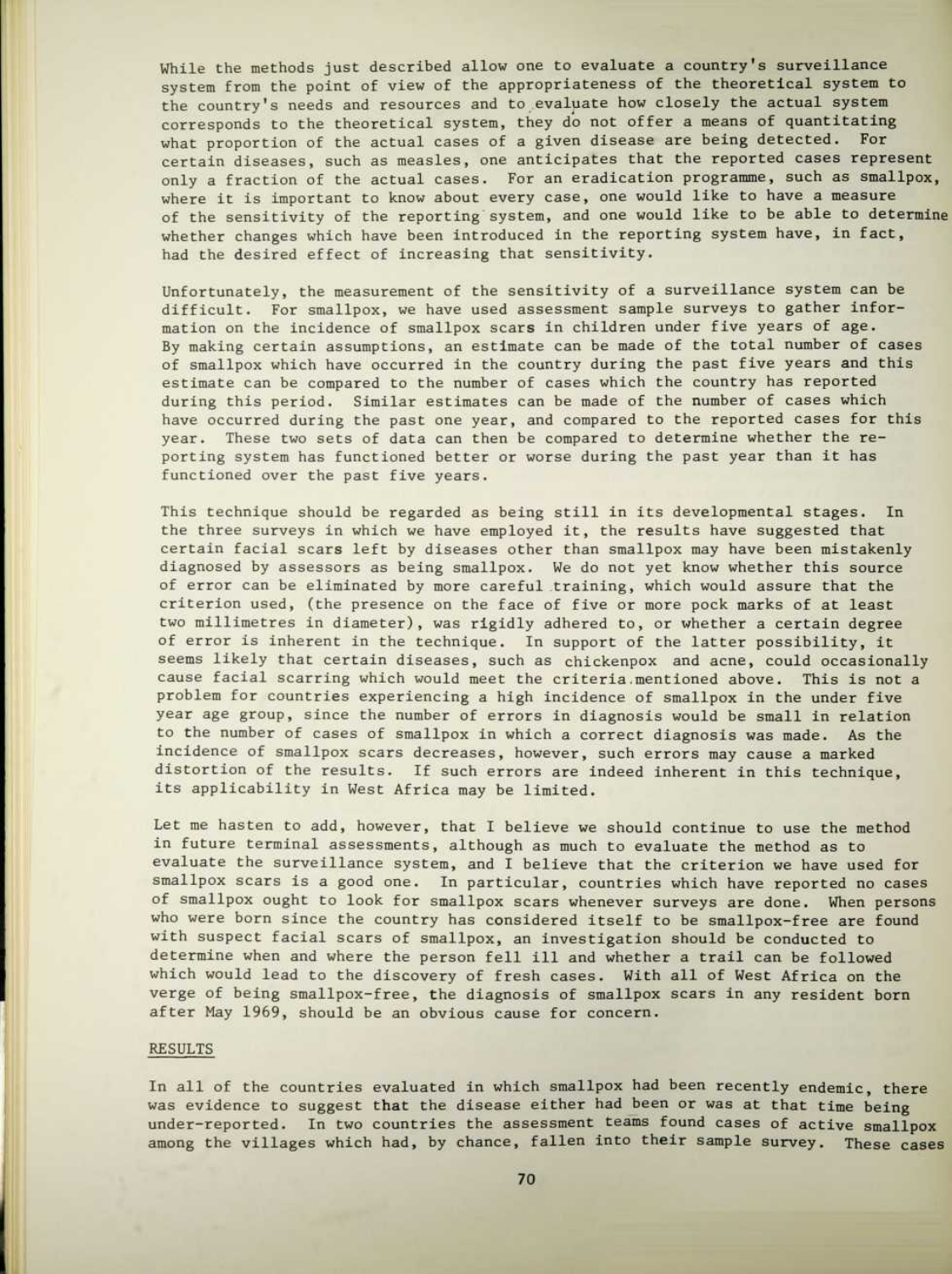While the methods just described allow one to evaluate a country's surveillance system from the point of view of the appropriateness of the theoretical system to the country's needs and resources and to evaluate how closely the actual system corresponds to the theoretical system, they do not offer a means of quantitating what proportion of the actual cases of a given disease are being detected. For certain diseases, such as measles, one anticipates that the reported cases represent only a fraction of the actual cases. For an eradication programme, such as smallpox, where it is important to know about every case, one would like to have a measure of the sensitivity of the reporting system, and one would like to be able to determine whether changes which have been introduced in the reporting system have, in fact, had the desired effect of increasing that sensitivity.

Unfortunately, the measurement of the sensitivity of a surveillance system can be difficult. For smallpox, we have used assessment sample surveys to gather information on the incidence of smallpox scars in children under five years of age. By making certain assumptions, an estimate can be made of the total number of cases of smallpox which have occurred in the country during the past five years and this estimate can be compared to the number of cases which the country has reported during this period. Similar estimates can be made of the number of cases which have occurred during the past one year, and compared to the reported cases for this year. These two sets of data can then be compared to determine whether the reporting system has functioned better or worse during the past year than it has functioned over the past five years.

This technique should be regarded as being still in its developmental stages. In the three surveys in which we have employed it, the results have suggested that certain facial scars left by diseases other than smallpox may have been mistakenly diagnosed by assessors as being smallpox. We do not yet know whether this source of error can be eliminated by more careful training, which would assure that the criterion used, (the presence on the face of five or more pock marks of at least two millimetres in diameter), was rigidly adhered to, or whether a certain degree of error is inherent in the technique. In support of the latter possibility, it seems likely that certain diseases, such as chickenpox and acne, could occasionally cause facial scarring which would meet the criteria mentioned above. This is not a problem for countries experiencing a high incidence of smallpox in the under five year age group, since the number of errors in diagnosis would be small in relation to the number of cases of smallpox in which a correct diagnosis was made. As the incidence of smallpox scars decreases, however, such errors may cause a marked distortion of the results. If such errors are indeed inherent in this technique, its applicability in West Africa may be limited.

Let me hasten to add, however, that I believe we should continue to use the method in future terminal assessments, although as much to evaluate the method as to evaluate the surveillance system, and I believe that the criterion we have used for smallpox scars is a good one. In particular, countries which have reported no cases of smallpox ought to look for smallpox scars whenever surveys are done. When persons who were born since the country has considered itself to be smallpox-free are found with suspect facial scars of smallpox, an investigation should be conducted to determine when and where the person fell ill and whether a trail can be followed which would lead to the discovery of fresh cases. With all of West Africa on the verge of being smallpox-free, the diagnosis of smallpox scars in any resident born after May 1969, should be an obvious cause for concern.

## RESULTS

In all of the countries evaluated in which smallpox had been recently endemic, there was evidence to suggest that the disease either had been or was at that time being under-reported. In two countries the assessment teams found cases of active smallpox among the villages which had, by chance, fallen into their sample survey. These cases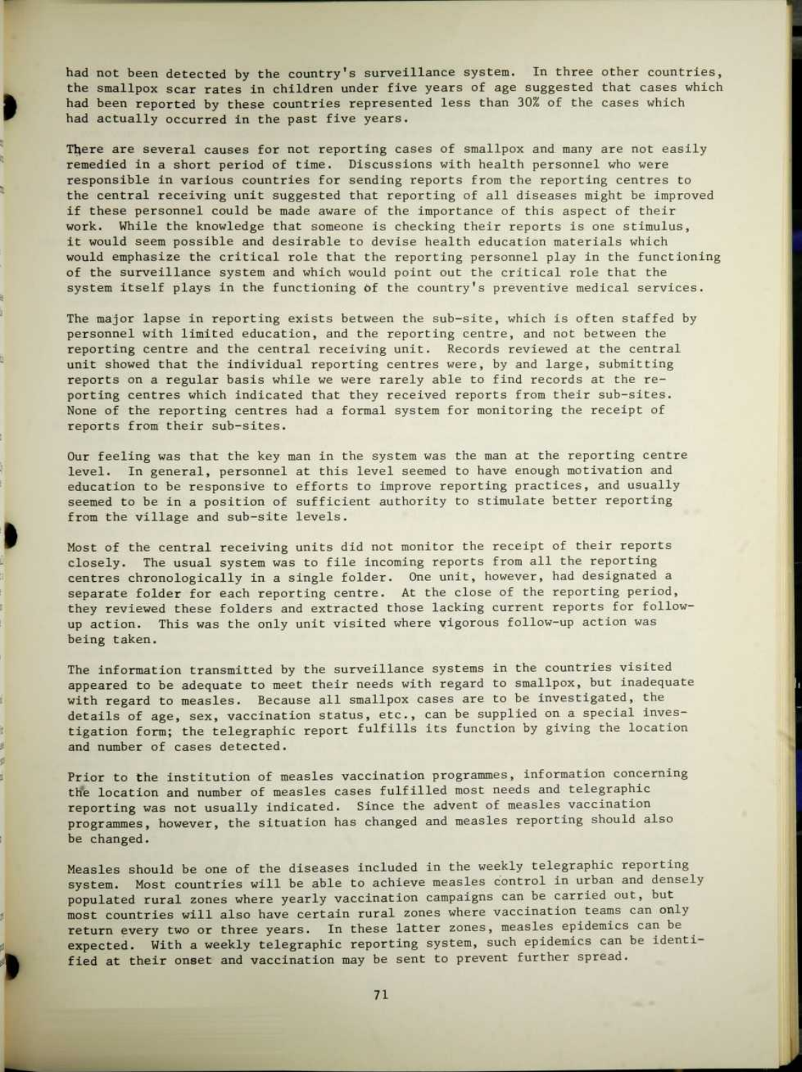had not been detected by the country's surveillance system. In three other countries, the smallpox scar rates in children under five years of age suggested that cases which had been reported by these countries represented less than 30% of the cases which had actually occurred in the past five years.

There are several causes for not reporting cases of smallpox and many are not easily remedied in a short period of time. Discussions with health personnel who were responsible in various countries for sending reports from the reporting centres to the central receiving unit suggested that reporting of all diseases might be improved if these personnel could be made aware of the importance of this aspect of their work. While the knowledge that someone is checking their reports is one stimulus, it would seem possible and desirable to devise health education materials which would emphasize the critical role that the reporting personnel play in the functioning of the surveillance system and which would point out the critical role that the system itself plays in the functioning of the country's preventive medical services.

The major lapse in reporting exists between the sub-site, which is often staffed by personnel with limited education, and the reporting centre, and not between the reporting centre and the central receiving unit. Records reviewed at the central unit showed that the individual reporting centres were, by and large, submitting reports on a regular basis while we were rarely able to find records at the reporting centres which indicated that they received reports from their sub-sites. None of the reporting centres had a formal system for monitoring the receipt of reports from their sub-sites.

Our feeling was that the key man in the system was the man at the reporting centre level. In general, personnel at this level seemed to have enough motivation and education to be responsive to efforts to improve reporting practices, and usually seemed to be in a position of sufficient authority to stimulate better reporting from the village and sub-site levels.

Most of the central receiving units did not monitor the receipt of their reports closely. The usual system was to file incoming reports from all the reporting centres chronologically in a single folder. One unit, however, had designated a separate folder for each reporting centre. At the close of the reporting period, they reviewed these folders and extracted those lacking current reports for follow-up action. This was the only unit visited where vigorous follow-up action was being taken.

The information transmitted by the surveillance systems in the countries visited appeared to be adequate to meet their needs with regard to smallpox, but inadequate with regard to measles. Because all smallpox cases are to be investigated, the details of age, sex, vaccination status, etc., can be supplied on a special investigation form; the telegraphic report fulfills its function by giving the location and number of cases detected.

Prior to the institution of measles vaccination programmes, information concerning the location and number of measles cases fulfilled most needs and telegraphic reporting was not usually indicated. Since the advent of measles vaccination programmes, however, the situation has changed and measles reporting should also be changed.

Measles should be one of the diseases included in the weekly telegraphic reporting system. Most countries will be able to achieve measles control in urban and densely populated rural zones where yearly vaccination campaigns can be carried out, but most countries will also have certain rural zones where vaccination teams can only return every two or three years. In these latter zones, measles epidemics can be expected. With a weekly telegraphic reporting system, such epidemics can be identified at their onset and vaccination may be sent to prevent further spread.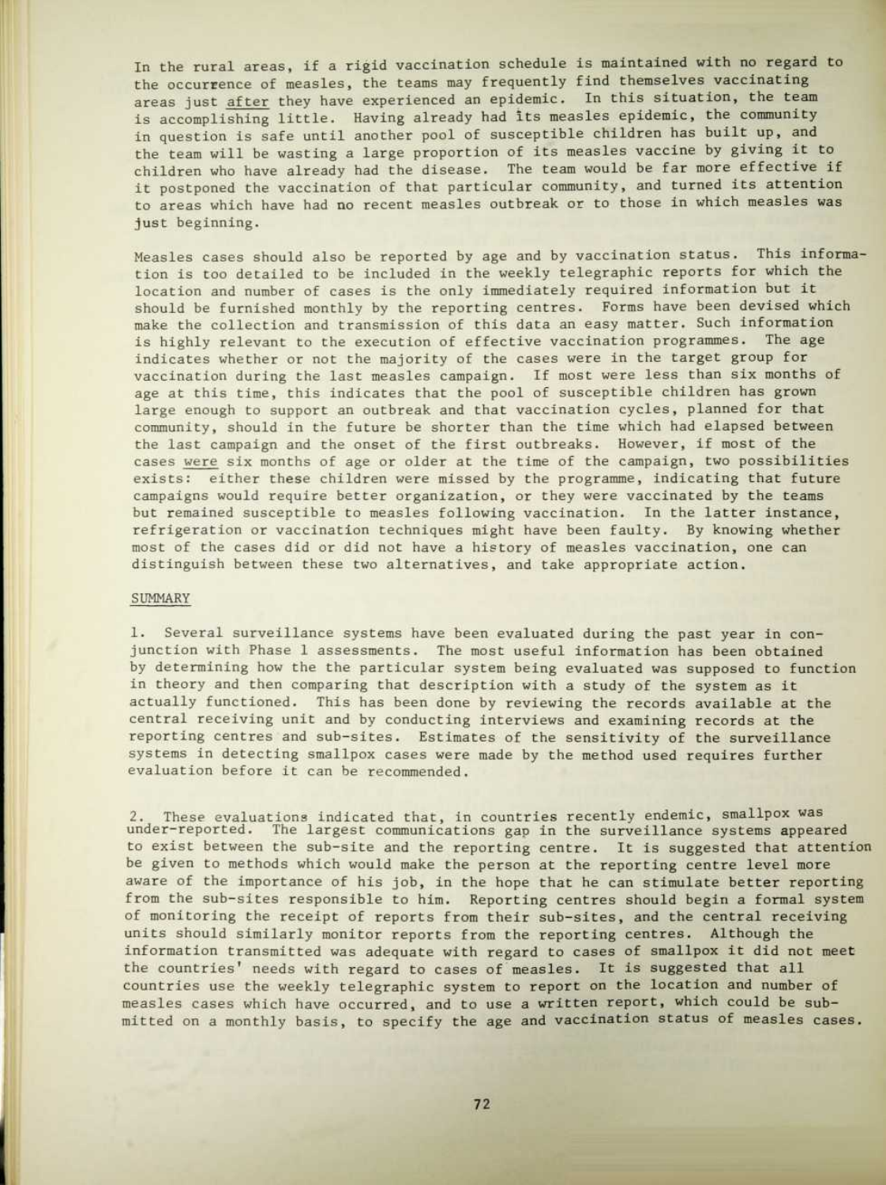In the rural areas, if a rigid vaccination schedule is maintained with no regard to the occurrence of measles, the teams may frequently find themselves vaccinating areas just _after_ they have experienced an epidemic. In this situation, the team is accomplishing little. Having already had its measles epidemic, the community in question is safe until another pool of susceptible children has built up, and the team will be wasting a large proportion of its measles vaccine by giving it to children who have already had the disease. The team would be far more effective if it postponed the vaccination of that particular community, and turned its attention to areas which have had no recent measles outbreak or to those in which measles was just beginning.

Measles cases should also be reported by age and by vaccination status. This information is too detailed to be included in the weekly telegraphic reports for which the location and number of cases is the only immediately required information but it should be furnished monthly by the reporting centres. Forms have been devised which make the collection and transmission of this data an easy matter. Such information is highly relevant to the execution of effective vaccination programmes. The age indicates whether or not the majority of the cases were in the target group for vaccination during the last measles campaign. If most were less than six months of age at this time, this indicates that the pool of susceptible children has grown large enough to support an outbreak and that vaccination cycles, planned for that community, should in the future be shorter than the time which had elapsed between the last campaign and the onset of the first outbreaks. However, if most of the cases _were_ six months of age or older at the time of the campaign, two possibilities exists: either these children were missed by the programme, indicating that future campaigns would require better organization, or they were vaccinated by the teams but remained susceptible to measles following vaccination. In the latter instance, refrigeration or vaccination techniques might have been faulty. By knowing whether most of the cases did or did not have a history of measles vaccination, one can distinguish between these two alternatives, and take appropriate action.

## SUMMARY

1. Several surveillance systems have been evaluated during the past year in conjunction with Phase 1 assessments. The most useful information has been obtained by determining how the particular system being evaluated was supposed to function in theory and then comparing that description with a study of the system as it actually functioned. This has been done by reviewing the records available at the central receiving unit and by conducting interviews and examining records at the reporting centres and sub-sites. Estimates of the sensitivity of the surveillance systems in detecting smallpox cases were made by the method used requires further evaluation before it can be recommended.

2. These evaluations indicated that, in countries recently endemic, smallpox was under-reported. The largest communications gap in the surveillance systems appeared to exist between the sub-site and the reporting centre. It is suggested that attention be given to methods which would make the person at the reporting centre level more aware of the importance of his job, in the hope that he can stimulate better reporting from the sub-sites responsible to him. Reporting centres should begin a formal system of monitoring the receipt of reports from their sub-sites, and the central receiving units should similarly monitor reports from the reporting centres. Although the information transmitted was adequate with regard to cases of smallpox it did not meet the countries' needs with regard to cases of measles. It is suggested that all countries use the weekly telegraphic system to report on the location and number of measles cases which have occurred, and to use a written report, which could be submitted on a monthly basis, to specify the age and vaccination status of measles cases.